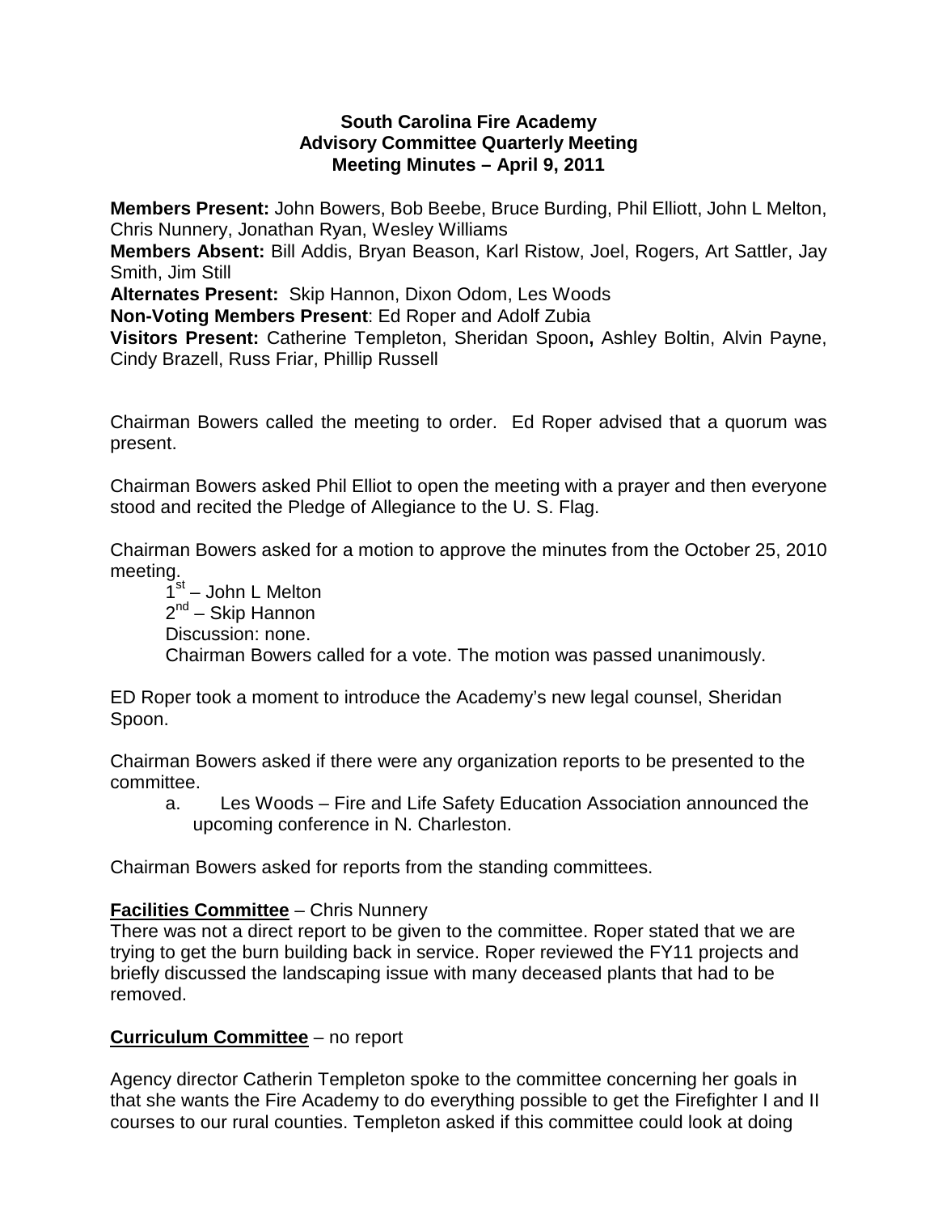**South Carolina Fire Academy**
**Advisory Committee Quarterly Meeting**
**Meeting Minutes – April 9, 2011**

**Members Present:** John Bowers, Bob Beebe, Bruce Burding, Phil Elliott, John L Melton, Chris Nunnery, Jonathan Ryan, Wesley Williams
**Members Absent:** Bill Addis, Bryan Beason, Karl Ristow, Joel, Rogers, Art Sattler, Jay Smith, Jim Still
**Alternates Present:** Skip Hannon, Dixon Odom, Les Woods
**Non-Voting Members Present**: Ed Roper and Adolf Zubia
**Visitors Present:** Catherine Templeton, Sheridan Spoon**,** Ashley Boltin, Alvin Payne, Cindy Brazell, Russ Friar, Phillip Russell

Chairman Bowers called the meeting to order. Ed Roper advised that a quorum was present.

Chairman Bowers asked Phil Elliot to open the meeting with a prayer and then everyone stood and recited the Pledge of Allegiance to the U. S. Flag.

Chairman Bowers asked for a motion to approve the minutes from the October 25, 2010 meeting.

1st – John L Melton
2nd – Skip Hannon
Discussion: none.
Chairman Bowers called for a vote. The motion was passed unanimously.

ED Roper took a moment to introduce the Academy's new legal counsel, Sheridan Spoon.

Chairman Bowers asked if there were any organization reports to be presented to the committee.

a. Les Woods – Fire and Life Safety Education Association announced the upcoming conference in N. Charleston.

Chairman Bowers asked for reports from the standing committees.

**Facilities Committee** – Chris Nunnery
There was not a direct report to be given to the committee. Roper stated that we are trying to get the burn building back in service. Roper reviewed the FY11 projects and briefly discussed the landscaping issue with many deceased plants that had to be removed.

**Curriculum Committee** – no report

Agency director Catherin Templeton spoke to the committee concerning her goals in that she wants the Fire Academy to do everything possible to get the Firefighter I and II courses to our rural counties. Templeton asked if this committee could look at doing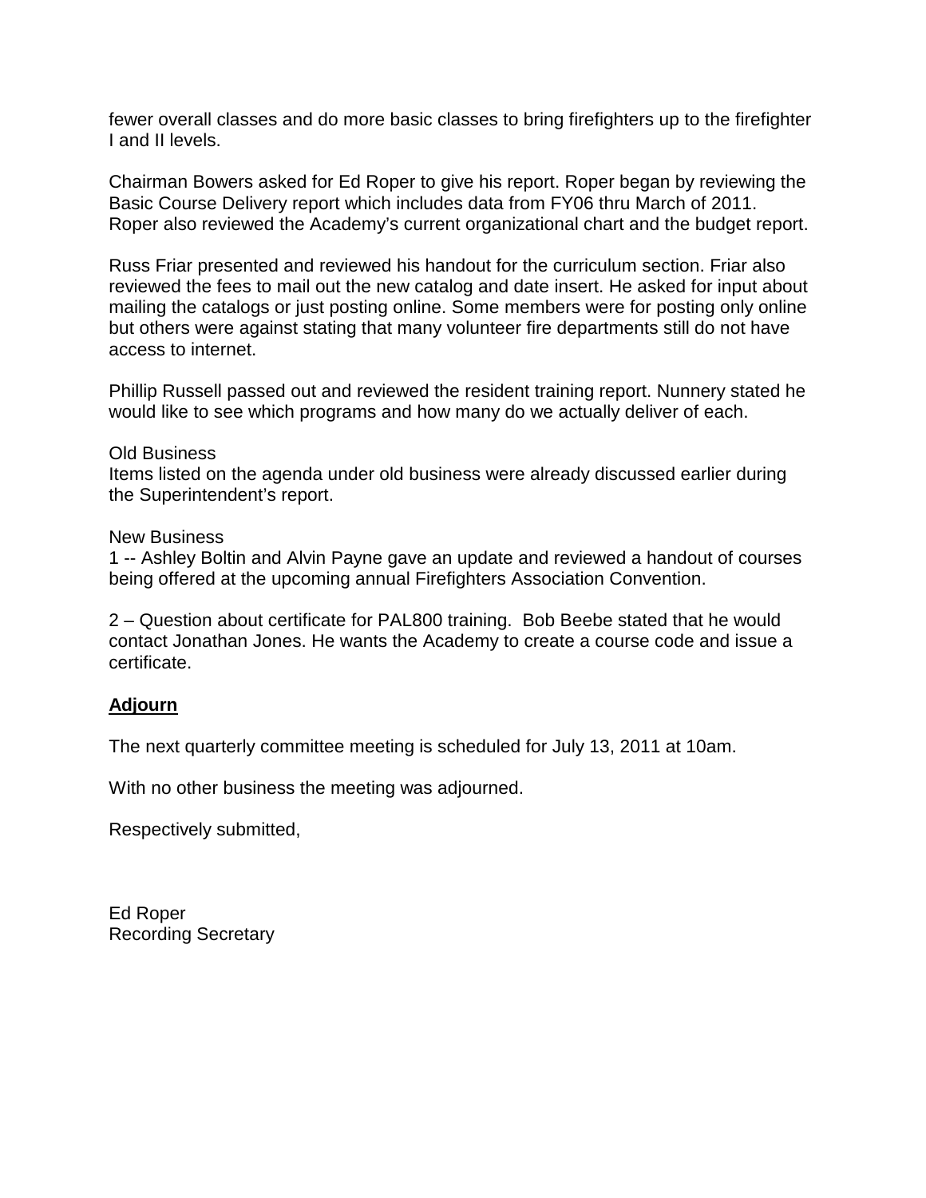fewer overall classes and do more basic classes to bring firefighters up to the firefighter I and II levels.

Chairman Bowers asked for Ed Roper to give his report. Roper began by reviewing the Basic Course Delivery report which includes data from FY06 thru March of 2011. Roper also reviewed the Academy's current organizational chart and the budget report.

Russ Friar presented and reviewed his handout for the curriculum section. Friar also reviewed the fees to mail out the new catalog and date insert. He asked for input about mailing the catalogs or just posting online. Some members were for posting only online but others were against stating that many volunteer fire departments still do not have access to internet.

Phillip Russell passed out and reviewed the resident training report. Nunnery stated he would like to see which programs and how many do we actually deliver of each.

Old Business
Items listed on the agenda under old business were already discussed earlier during the Superintendent's report.

New Business
1 -- Ashley Boltin and Alvin Payne gave an update and reviewed a handout of courses being offered at the upcoming annual Firefighters Association Convention.

2 – Question about certificate for PAL800 training. Bob Beebe stated that he would contact Jonathan Jones. He wants the Academy to create a course code and issue a certificate.

**Adjourn**

The next quarterly committee meeting is scheduled for July 13, 2011 at 10am.

With no other business the meeting was adjourned.

Respectively submitted,

Ed Roper
Recording Secretary